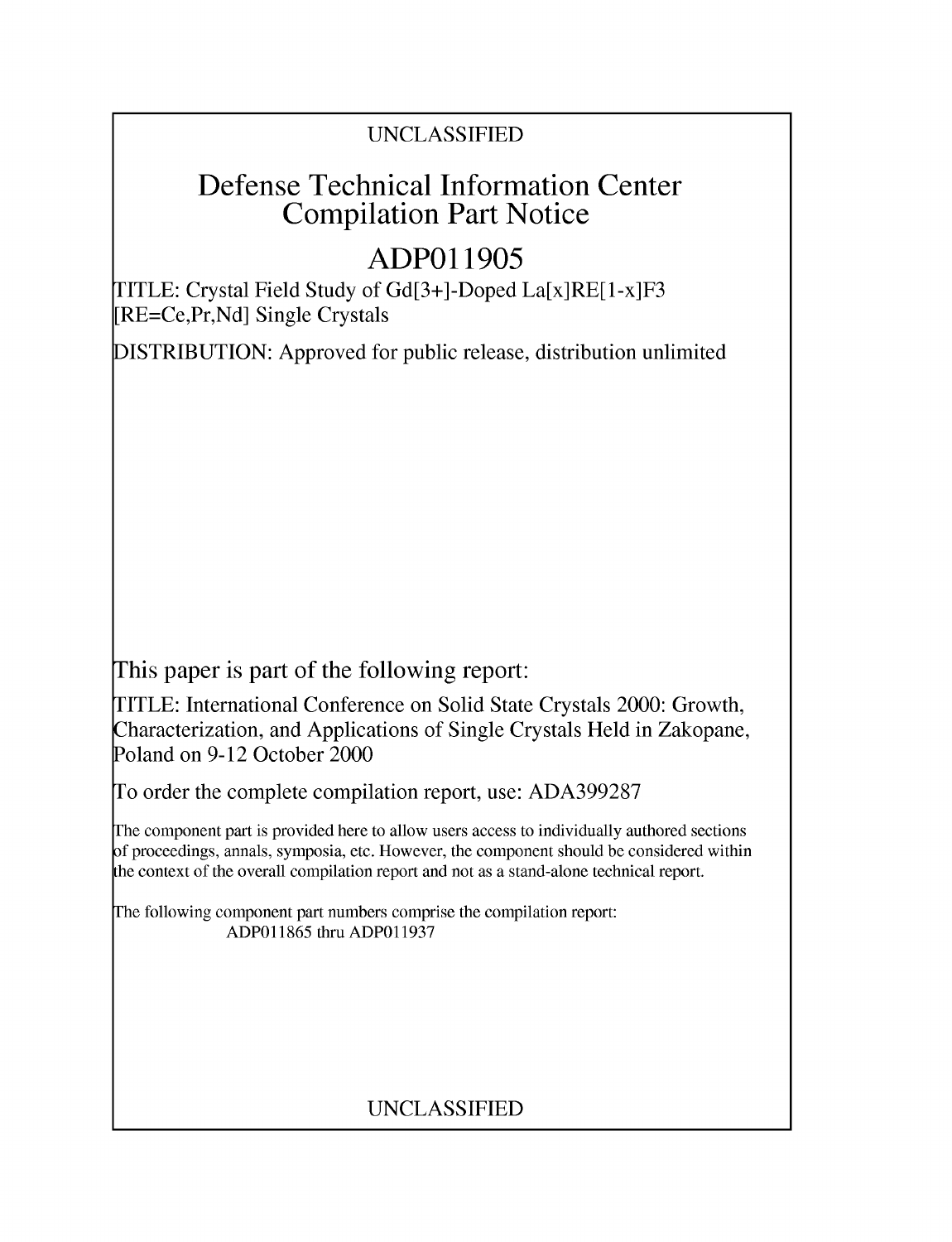UNCLASSIFIED

# Defense Technical Information Center Compilation Part Notice

# ADP011905

TITLE: Crystal Field Study of Gd[3+]-Doped La[x]RE[1-x]F3 [RE=Ce,Pr,Nd] Single Crystals

DISTRIBUTION: Approved for public release, distribution unlimited

This paper is part of the following report:

TITLE: International Conference on Solid State Crystals 2000: Growth, Characterization, and Applications of Single Crystals Held in Zakopane, Poland on 9-12 October 2000

To order the complete compilation report, use: ADA399287

The component part is provided here to allow users access to individually authored sections of proceedings, annals, symposia, etc. However, the component should be considered within the context of the overall compilation report and not as a stand-alone technical report.

The following component part numbers comprise the compilation report:
ADP011865 thru ADP011937

UNCLASSIFIED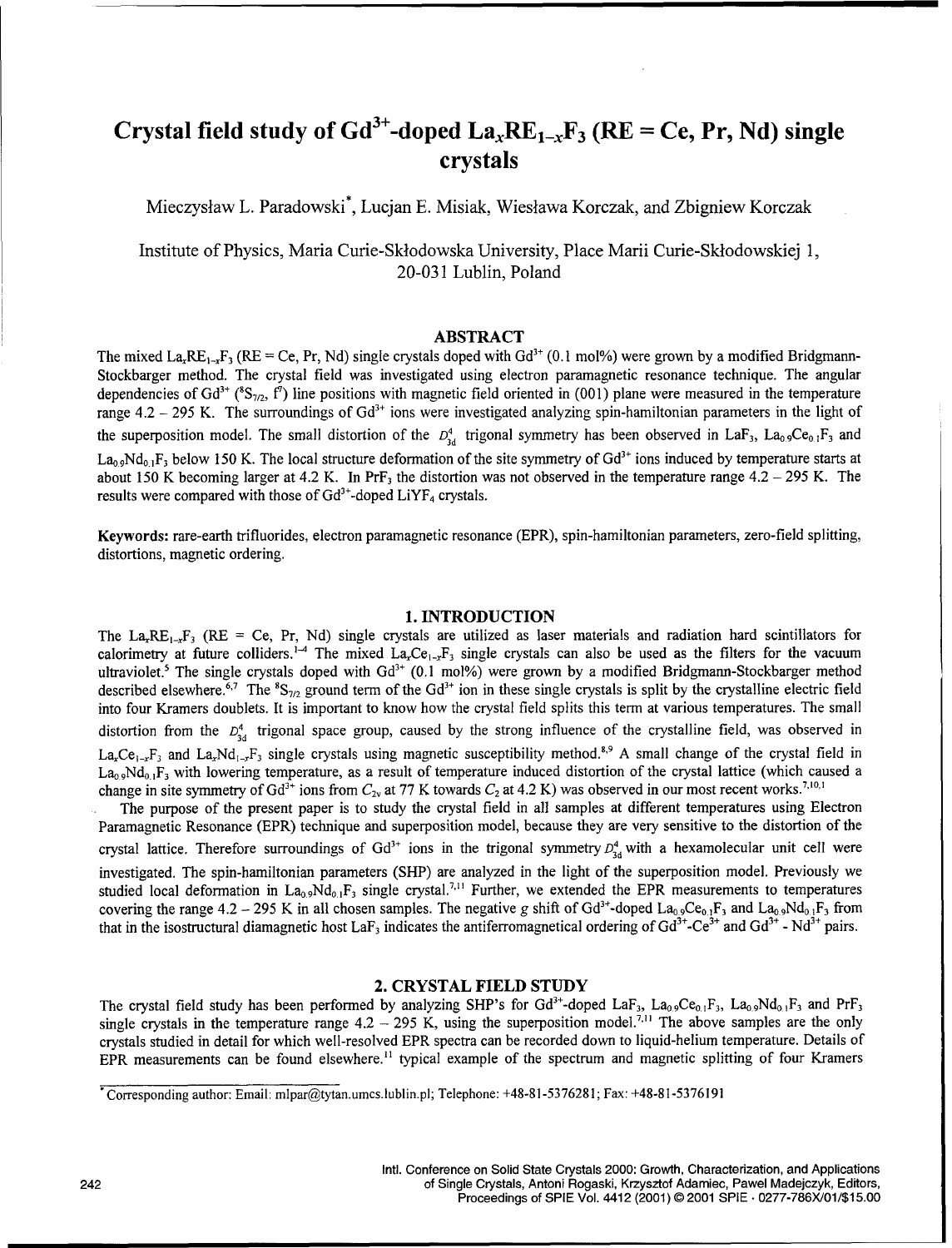# Crystal field study of $Gd^{3+}$-doped $La_xRE_{1-x}F_3$ (RE = Ce, Pr, Nd) single crystals

Mieczysław L. Paradowski*, Lucjan E. Misiak, Wiesława Korczak, and Zbigniew Korczak

Institute of Physics, Maria Curie-Skłodowska University, Place Marii Curie-Skłodowskiej 1, 20-031 Lublin, Poland

## ABSTRACT

The mixed $La_xRE_{1-x}F_3$ (RE = Ce, Pr, Nd) single crystals doped with $Gd^{3+}$ (0.1 mol%) were grown by a modified Bridgmann-Stockbarger method. The crystal field was investigated using electron paramagnetic resonance technique. The angular dependencies of $Gd^{3+}$ ($^8S_{7/2}$, $f^7$) line positions with magnetic field oriented in (001) plane were measured in the temperature range 4.2 – 295 K. The surroundings of $Gd^{3+}$ ions were investigated analyzing spin-hamiltonian parameters in the light of the superposition model. The small distortion of the $D^4_{3d}$ trigonal symmetry has been observed in $LaF_3$, $La_{0.9}Ce_{0.1}F_3$ and $La_{0.9}Nd_{0.1}F_3$ below 150 K. The local structure deformation of the site symmetry of $Gd^{3+}$ ions induced by temperature starts at about 150 K becoming larger at 4.2 K. In $PrF_3$ the distortion was not observed in the temperature range 4.2 – 295 K. The results were compared with those of $Gd^{3+}$-doped $LiYF_4$ crystals.

**Keywords:** rare-earth trifluorides, electron paramagnetic resonance (EPR), spin-hamiltonian parameters, zero-field splitting, distortions, magnetic ordering.

## 1. INTRODUCTION

The $La_xRE_{1-x}F_3$ (RE = Ce, Pr, Nd) single crystals are utilized as laser materials and radiation hard scintillators for calorimetry at future colliders.[1-4] The mixed $La_xCe_{1-x}F_3$ single crystals can also be used as the filters for the vacuum ultraviolet.[5] The single crystals doped with $Gd^{3+}$ (0.1 mol%) were grown by a modified Bridgmann-Stockbarger method described elsewhere.[6,7] The $^8S_{7/2}$ ground term of the $Gd^{3+}$ ion in these single crystals is split by the crystalline electric field into four Kramers doublets. It is important to know how the crystal field splits this term at various temperatures. The small distortion from the $D^4_{3d}$ trigonal space group, caused by the strong influence of the crystalline field, was observed in $La_xCe_{1-x}F_3$ and $La_xNd_{1-x}F_3$ single crystals using magnetic susceptibility method.[8,9] A small change of the crystal field in $La_{0.9}Nd_{0.1}F_3$ with lowering temperature, as a result of temperature induced distortion of the crystal lattice (which caused a change in site symmetry of $Gd^{3+}$ ions from $C_{2v}$ at 77 K towards $C_2$ at 4.2 K) was observed in our most recent works.[7,10,1]

The purpose of the present paper is to study the crystal field in all samples at different temperatures using Electron Paramagnetic Resonance (EPR) technique and superposition model, because they are very sensitive to the distortion of the crystal lattice. Therefore surroundings of $Gd^{3+}$ ions in the trigonal symmetry $D^4_{3d}$ with a hexamolecular unit cell were investigated. The spin-hamiltonian parameters (SHP) are analyzed in the light of the superposition model. Previously we studied local deformation in $La_{0.9}Nd_{0.1}F_3$ single crystal.[7,11] Further, we extended the EPR measurements to temperatures covering the range 4.2 – 295 K in all chosen samples. The negative g shift of $Gd^{3+}$-doped $La_{0.9}Ce_{0.1}F_3$ and $La_{0.9}Nd_{0.1}F_3$ from that in the isostructural diamagnetic host $LaF_3$ indicates the antiferromagnetical ordering of $Gd^{3+}$-$Ce^{3+}$ and $Gd^{3+}$ - $Nd^{3+}$ pairs.

## 2. CRYSTAL FIELD STUDY

The crystal field study has been performed by analyzing SHP's for $Gd^{3+}$-doped $LaF_3$, $La_{0.9}Ce_{0.1}F_3$, $La_{0.9}Nd_{0.1}F_3$ and $PrF_3$ single crystals in the temperature range 4.2 – 295 K, using the superposition model.[7,11] The above samples are the only crystals studied in detail for which well-resolved EPR spectra can be recorded down to liquid-helium temperature. Details of EPR measurements can be found elsewhere.[11] typical example of the spectrum and magnetic splitting of four Kramers

*Corresponding author: Email: mlpar@tytan.umcs.lublin.pl; Telephone: +48-81-5376281; Fax: +48-81-5376191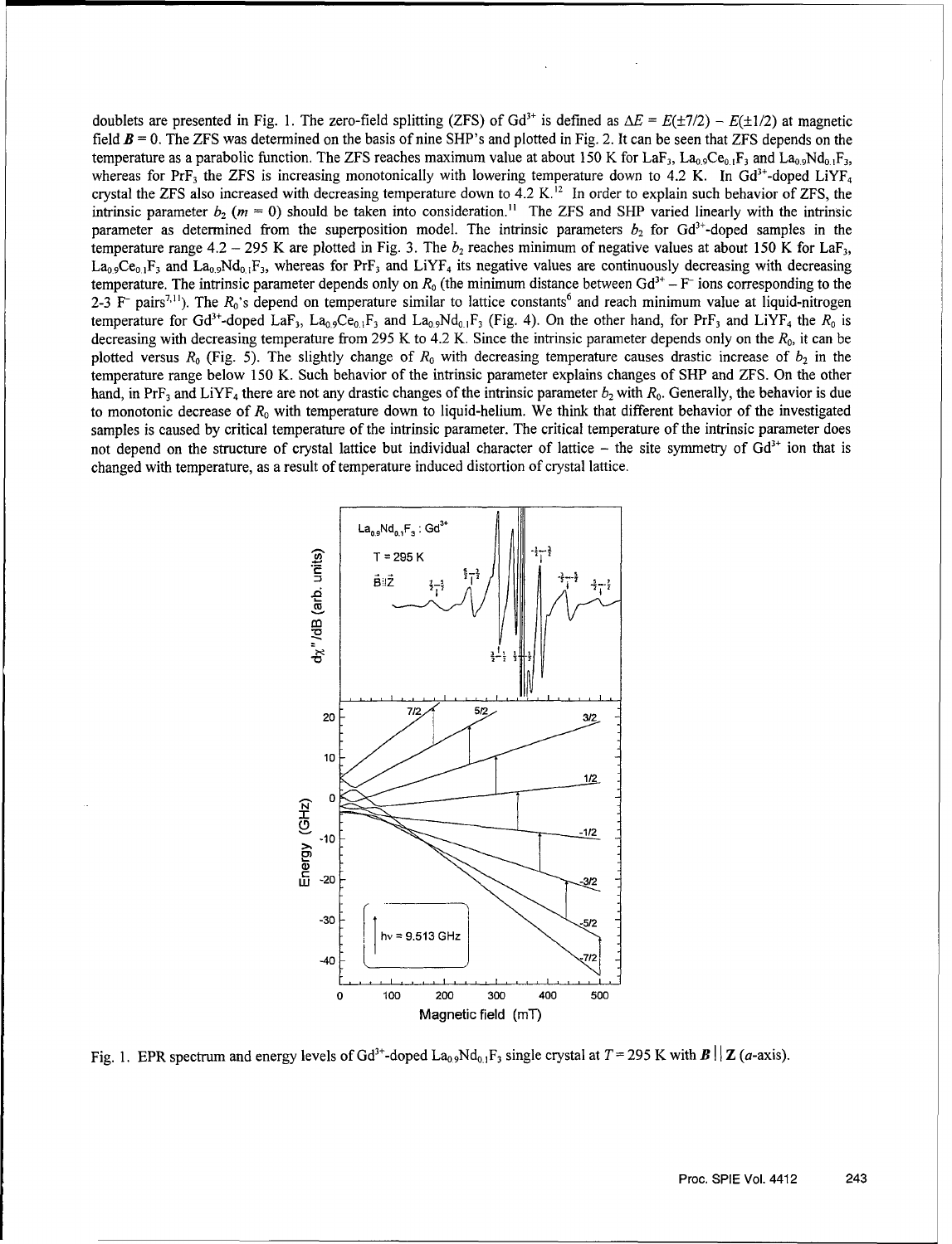doublets are presented in Fig. 1. The zero-field splitting (ZFS) of $Gd^{3+}$ is defined as $\Delta E = E(\pm 7/2) - E(\pm 1/2)$ at magnetic field $\boldsymbol{B} = 0$. The ZFS was determined on the basis of nine SHP's and plotted in Fig. 2. It can be seen that ZFS depends on the temperature as a parabolic function. The ZFS reaches maximum value at about 150 K for $LaF_3$, $La_{0.9}Ce_{0.1}F_3$ and $La_{0.9}Nd_{0.1}F_3$, whereas for $PrF_3$ the ZFS is increasing monotonically with lowering temperature down to 4.2 K. In $Gd^{3+}$-doped $LiYF_4$ crystal the ZFS also increased with decreasing temperature down to 4.2 K.[12] In order to explain such behavior of ZFS, the intrinsic parameter $b_2$ ($m = 0$) should be taken into consideration.[11] The ZFS and SHP varied linearly with the intrinsic parameter as determined from the superposition model. The intrinsic parameters $b_2$ for $Gd^{3+}$-doped samples in the temperature range 4.2 – 295 K are plotted in Fig. 3. The $b_2$ reaches minimum of negative values at about 150 K for $LaF_3$, $La_{0.9}Ce_{0.1}F_3$ and $La_{0.9}Nd_{0.1}F_3$, whereas for $PrF_3$ and $LiYF_4$ its negative values are continuously decreasing with decreasing temperature. The intrinsic parameter depends only on $R_0$ (the minimum distance between $Gd^{3+} - F^-$ ions corresponding to the 2-3 $F^-$ pairs[7,11]). The $R_0$'s depend on temperature similar to lattice constants[6] and reach minimum value at liquid-nitrogen temperature for $Gd^{3+}$-doped $LaF_3$, $La_{0.9}Ce_{0.1}F_3$ and $La_{0.9}Nd_{0.1}F_3$ (Fig. 4). On the other hand, for $PrF_3$ and $LiYF_4$ the $R_0$ is decreasing with decreasing temperature from 295 K to 4.2 K. Since the intrinsic parameter depends only on the $R_0$, it can be plotted versus $R_0$ (Fig. 5). The slightly change of $R_0$ with decreasing temperature causes drastic increase of $b_2$ in the temperature range below 150 K. Such behavior of the intrinsic parameter explains changes of SHP and ZFS. On the other hand, in $PrF_3$ and $LiYF_4$ there are not any drastic changes of the intrinsic parameter $b_2$ with $R_0$. Generally, the behavior is due to monotonic decrease of $R_0$ with temperature down to liquid-helium. We think that different behavior of the investigated samples is caused by critical temperature of the intrinsic parameter. The critical temperature of the intrinsic parameter does not depend on the structure of crystal lattice but individual character of lattice – the site symmetry of $Gd^{3+}$ ion that is changed with temperature, as a result of temperature induced distortion of crystal lattice.

Fig. 1. EPR spectrum and energy levels of $Gd^{3+}$-doped $La_{0.9}Nd_{0.1}F_3$ single crystal at $T = 295$ K with $\boldsymbol{B} \parallel \boldsymbol{Z}$ ($a$-axis).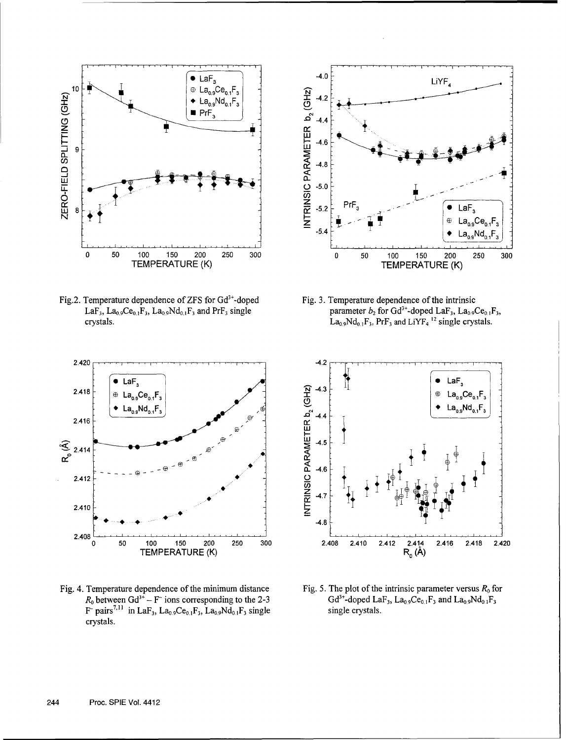Fig.2. Temperature dependence of ZFS for $Gd^{3+}$-doped $LaF_3$, $La_{0.9}Ce_{0.1}F_3$, $La_{0.9}Nd_{0.1}F_3$ and $PrF_3$ single crystals.

Fig. 3. Temperature dependence of the intrinsic parameter $b_2$ for $Gd^{3+}$-doped $LaF_3$, $La_{0.9}Ce_{0.1}F_3$, $La_{0.9}Nd_{0.1}F_3$, $PrF_3$ and $LiYF_4$ [12] single crystals.

Fig. 4. Temperature dependence of the minimum distance $R_0$ between $Gd^{3+} - F^-$ ions corresponding to the 2-3 $F^-$ pairs[7,11] in $LaF_3$, $La_{0.9}Ce_{0.1}F_3$, $La_{0.9}Nd_{0.1}F_3$ single crystals.

Fig. 5. The plot of the intrinsic parameter versus $R_0$ for $Gd^{3+}$-doped $LaF_3$, $La_{0.9}Ce_{0.1}F_3$ and $La_{0.9}Nd_{0.1}F_3$ single crystals.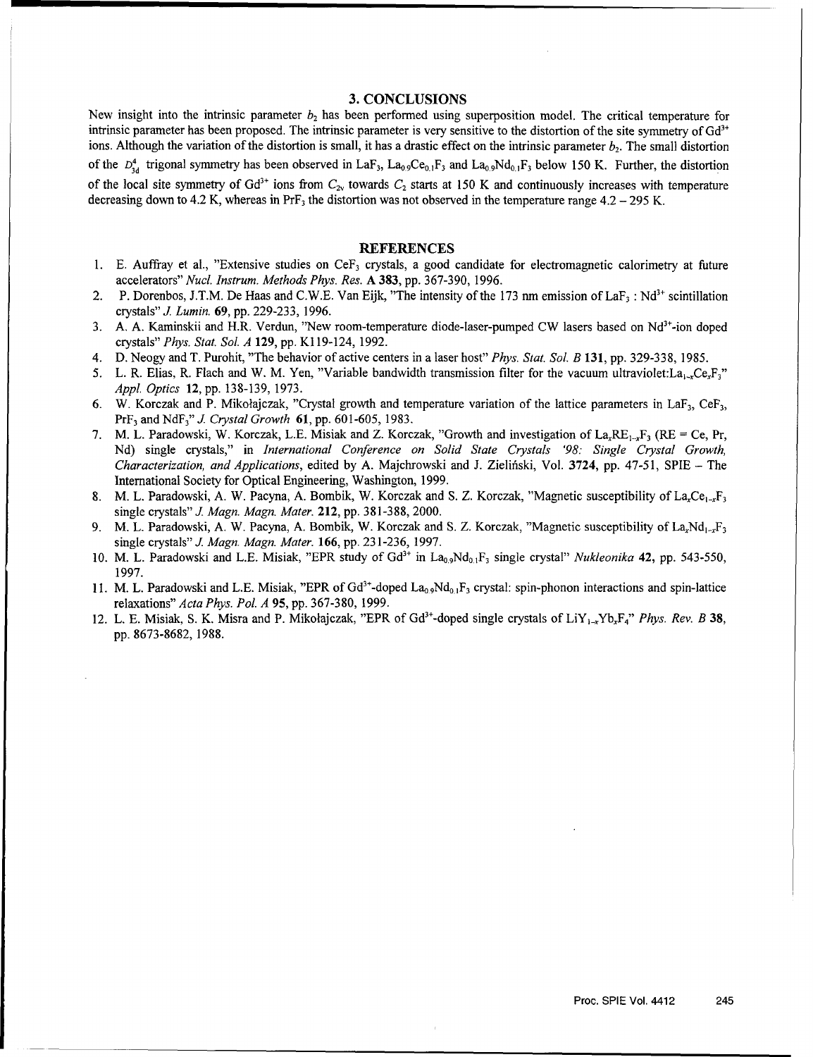## 3. CONCLUSIONS

New insight into the intrinsic parameter $b_2$ has been performed using superposition model. The critical temperature for intrinsic parameter has been proposed. The intrinsic parameter is very sensitive to the distortion of the site symmetry of $Gd^{3+}$ ions. Although the variation of the distortion is small, it has a drastic effect on the intrinsic parameter $b_2$. The small distortion of the $D_{3d}^4$ trigonal symmetry has been observed in $LaF_3$, $La_{0.9}Ce_{0.1}F_3$ and $La_{0.9}Nd_{0.1}F_3$ below 150 K. Further, the distortion of the local site symmetry of $Gd^{3+}$ ions from $C_{2v}$ towards $C_2$ starts at 150 K and continuously increases with temperature decreasing down to 4.2 K, whereas in $PrF_3$ the distortion was not observed in the temperature range 4.2 – 295 K.

## REFERENCES

1. E. Auffray et al., "Extensive studies on $CeF_3$ crystals, a good candidate for electromagnetic calorimetry at future accelerators" *Nucl. Instrum. Methods Phys. Res.* **A 383**, pp. 367-390, 1996.
2. P. Dorenbos, J.T.M. De Haas and C.W.E. Van Eijk, "The intensity of the 173 nm emission of $LaF_3$ : $Nd^{3+}$ scintillation crystals" *J. Lumin.* **69**, pp. 229-233, 1996.
3. A. A. Kaminskii and H.R. Verdun, "New room-temperature diode-laser-pumped CW lasers based on $Nd^{3+}$-ion doped crystals" *Phys. Stat. Sol. A* **129**, pp. K119-124, 1992.
4. D. Neogy and T. Purohit, "The behavior of active centers in a laser host" *Phys. Stat. Sol. B* **131**, pp. 329-338, 1985.
5. L. R. Elias, R. Flach and W. M. Yen, "Variable bandwidth transmission filter for the vacuum ultraviolet:$La_{1-x}Ce_xF_3$" *Appl. Optics* **12**, pp. 138-139, 1973.
6. W. Korczak and P. Mikołajczak, "Crystal growth and temperature variation of the lattice parameters in $LaF_3$, $CeF_3$, $PrF_3$ and $NdF_3$" *J. Crystal Growth* **61**, pp. 601-605, 1983.
7. M. L. Paradowski, W. Korczak, L.E. Misiak and Z. Korczak, "Growth and investigation of $La_xRE_{1-x}F_3$ (RE = Ce, Pr, Nd) single crystals," in *International Conference on Solid State Crystals '98: Single Crystal Growth, Characterization, and Applications*, edited by A. Majchrowski and J. Zieliński, Vol. **3724**, pp. 47-51, SPIE – The International Society for Optical Engineering, Washington, 1999.
8. M. L. Paradowski, A. W. Pacyna, A. Bombik, W. Korczak and S. Z. Korczak, "Magnetic susceptibility of $La_xCe_{1-x}F_3$ single crystals" *J. Magn. Magn. Mater.* **212**, pp. 381-388, 2000.
9. M. L. Paradowski, A. W. Pacyna, A. Bombik, W. Korczak and S. Z. Korczak, "Magnetic susceptibility of $La_xNd_{1-x}F_3$ single crystals" *J. Magn. Magn. Mater.* **166**, pp. 231-236, 1997.
10. M. L. Paradowski and L.E. Misiak, "EPR study of $Gd^{3+}$ in $La_{0.9}Nd_{0.1}F_3$ single crystal" *Nukleonika* **42**, pp. 543-550, 1997.
11. M. L. Paradowski and L.E. Misiak, "EPR of $Gd^{3+}$-doped $La_{0.9}Nd_{0.1}F_3$ crystal: spin-phonon interactions and spin-lattice relaxations" *Acta Phys. Pol. A* **95**, pp. 367-380, 1999.
12. L. E. Misiak, S. K. Misra and P. Mikołajczak, "EPR of $Gd^{3+}$-doped single crystals of $LiY_{1-x}Yb_xF_4$" *Phys. Rev. B* **38**, pp. 8673-8682, 1988.